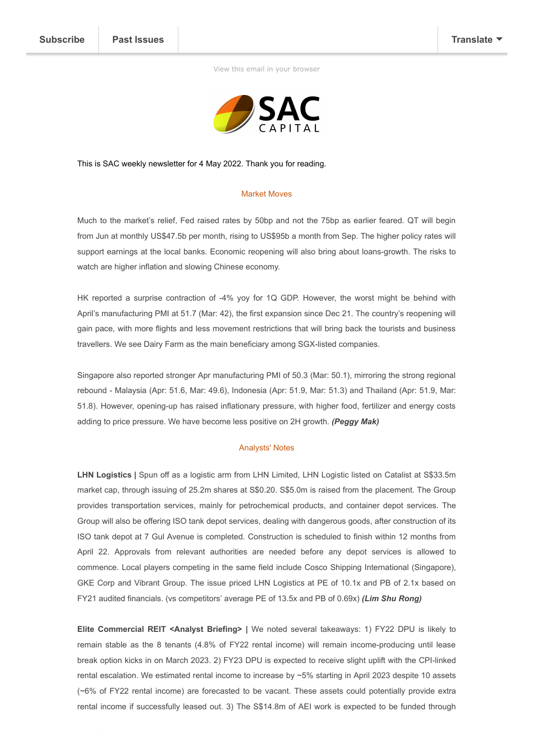Subscribe | Past Issues | Translate

View this email in your browser

This is SAC weekly newsletter for 4 May 2022. Thank you for reading.

## Market Moves

Much to the market's relief, Fed raised rates by 50bp and not the 75bp as earlier feared. QT will begin from Jun at monthly US$47.5b per month, rising to US$95b a month from Sep. The higher policy rates will support earnings at the local banks. Economic reopening will also bring about loans-growth. The risks to watch are higher inflation and slowing Chinese economy.

HK reported a surprise contraction of -4% yoy for 1Q GDP. However, the worst might be behind with April's manufacturing PMI at 51.7 (Mar: 42), the first expansion since Dec 21. The country's reopening will gain pace, with more flights and less movement restrictions that will bring back the tourists and business travellers. We see Dairy Farm as the main beneficiary among SGX-listed companies.

Singapore also reported stronger Apr manufacturing PMI of 50.3 (Mar: 50.1), mirroring the strong regional rebound - Malaysia (Apr: 51.6, Mar: 49.6), Indonesia (Apr: 51.9, Mar: 51.3) and Thailand (Apr: 51.9, Mar: 51.8). However, opening-up has raised inflationary pressure, with higher food, fertilizer and energy costs adding to price pressure. We have become less positive on 2H growth. ***(Peggy Mak)***

## Analysts' Notes

**LHN Logistics |** Spun off as a logistic arm from LHN Limited, LHN Logistic listed on Catalist at S$33.5m market cap, through issuing of 25.2m shares at S$0.20. S$5.0m is raised from the placement. The Group provides transportation services, mainly for petrochemical products, and container depot services. The Group will also be offering ISO tank depot services, dealing with dangerous goods, after construction of its ISO tank depot at 7 Gul Avenue is completed. Construction is scheduled to finish within 12 months from April 22. Approvals from relevant authorities are needed before any depot services is allowed to commence. Local players competing in the same field include Cosco Shipping International (Singapore), GKE Corp and Vibrant Group. The issue priced LHN Logistics at PE of 10.1x and PB of 2.1x based on FY21 audited financials. (vs competitors' average PE of 13.5x and PB of 0.69x) ***(Lim Shu Rong)***

**Elite Commercial REIT <Analyst Briefing> |** We noted several takeaways: 1) FY22 DPU is likely to remain stable as the 8 tenants (4.8% of FY22 rental income) will remain income-producing until lease break option kicks in on March 2023. 2) FY23 DPU is expected to receive slight uplift with the CPI-linked rental escalation. We estimated rental income to increase by ~5% starting in April 2023 despite 10 assets (~6% of FY22 rental income) are forecasted to be vacant. These assets could potentially provide extra rental income if successfully leased out. 3) The S$14.8m of AEI work is expected to be funded through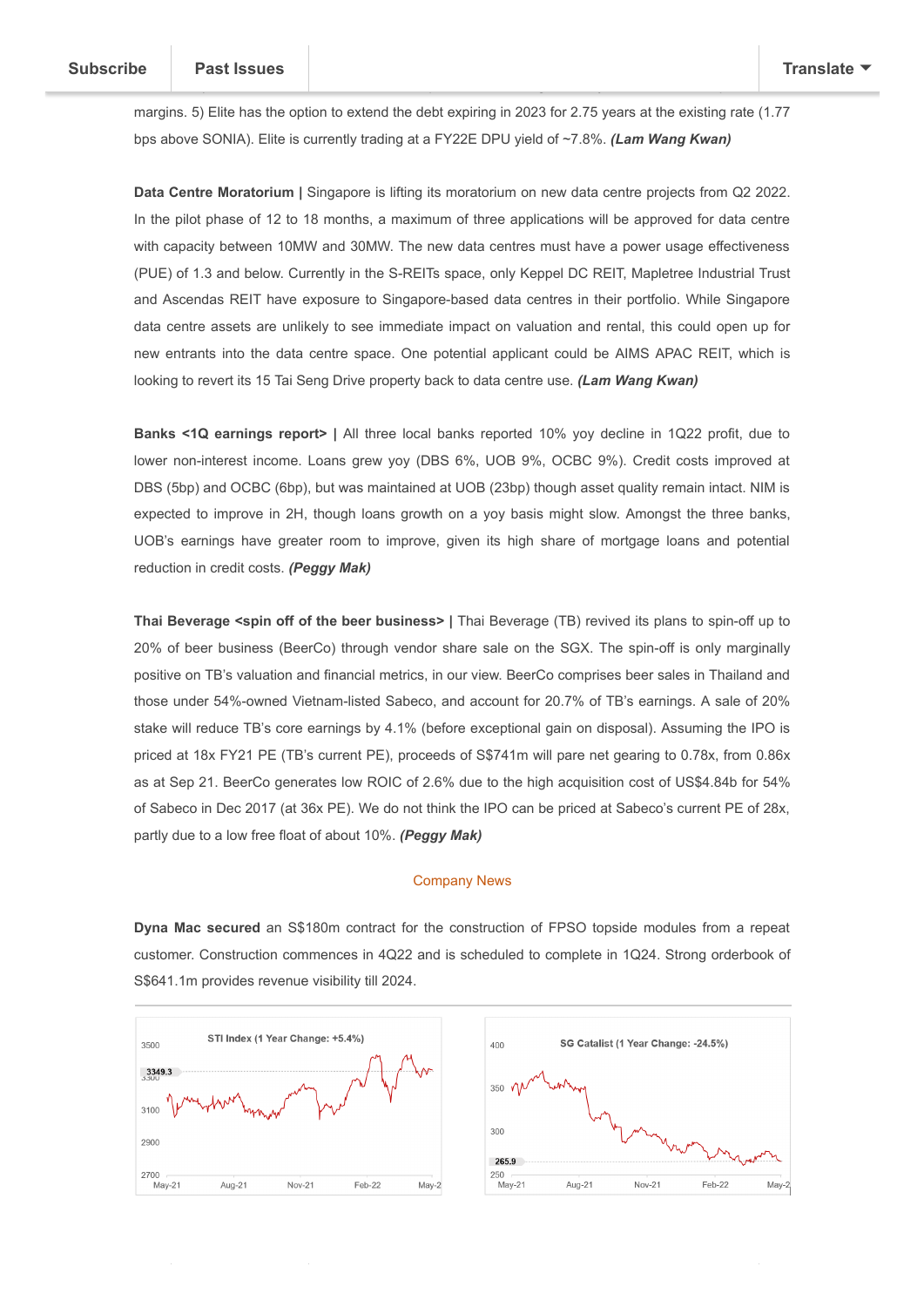margins. 5) Elite has the option to extend the debt expiring in 2023 for 2.75 years at the existing rate (1.77 bps above SONIA). Elite is currently trading at a FY22E DPU yield of ~7.8%. ***(Lam Wang Kwan)***

**Data Centre Moratorium |** Singapore is lifting its moratorium on new data centre projects from Q2 2022. In the pilot phase of 12 to 18 months, a maximum of three applications will be approved for data centre with capacity between 10MW and 30MW. The new data centres must have a power usage effectiveness (PUE) of 1.3 and below. Currently in the S-REITs space, only Keppel DC REIT, Mapletree Industrial Trust and Ascendas REIT have exposure to Singapore-based data centres in their portfolio. While Singapore data centre assets are unlikely to see immediate impact on valuation and rental, this could open up for new entrants into the data centre space. One potential applicant could be AIMS APAC REIT, which is looking to revert its 15 Tai Seng Drive property back to data centre use. ***(Lam Wang Kwan)***

**Banks <1Q earnings report> |** All three local banks reported 10% yoy decline in 1Q22 profit, due to lower non-interest income. Loans grew yoy (DBS 6%, UOB 9%, OCBC 9%). Credit costs improved at DBS (5bp) and OCBC (6bp), but was maintained at UOB (23bp) though asset quality remain intact. NIM is expected to improve in 2H, though loans growth on a yoy basis might slow. Amongst the three banks, UOB's earnings have greater room to improve, given its high share of mortgage loans and potential reduction in credit costs. ***(Peggy Mak)***

**Thai Beverage <spin off of the beer business> |** Thai Beverage (TB) revived its plans to spin-off up to 20% of beer business (BeerCo) through vendor share sale on the SGX. The spin-off is only marginally positive on TB's valuation and financial metrics, in our view. BeerCo comprises beer sales in Thailand and those under 54%-owned Vietnam-listed Sabeco, and account for 20.7% of TB's earnings. A sale of 20% stake will reduce TB's core earnings by 4.1% (before exceptional gain on disposal). Assuming the IPO is priced at 18x FY21 PE (TB's current PE), proceeds of S$741m will pare net gearing to 0.78x, from 0.86x as at Sep 21. BeerCo generates low ROIC of 2.6% due to the high acquisition cost of US$4.84b for 54% of Sabeco in Dec 2017 (at 36x PE). We do not think the IPO can be priced at Sabeco's current PE of 28x, partly due to a low free float of about 10%. ***(Peggy Mak)***

## Company News

**Dyna Mac secured** an S$180m contract for the construction of FPSO topside modules from a repeat customer. Construction commences in 4Q22 and is scheduled to complete in 1Q24. Strong orderbook of S$641.1m provides revenue visibility till 2024.

STI Index (1 Year Change: +5.4%)

SG Catalist (1 Year Change: -24.5%)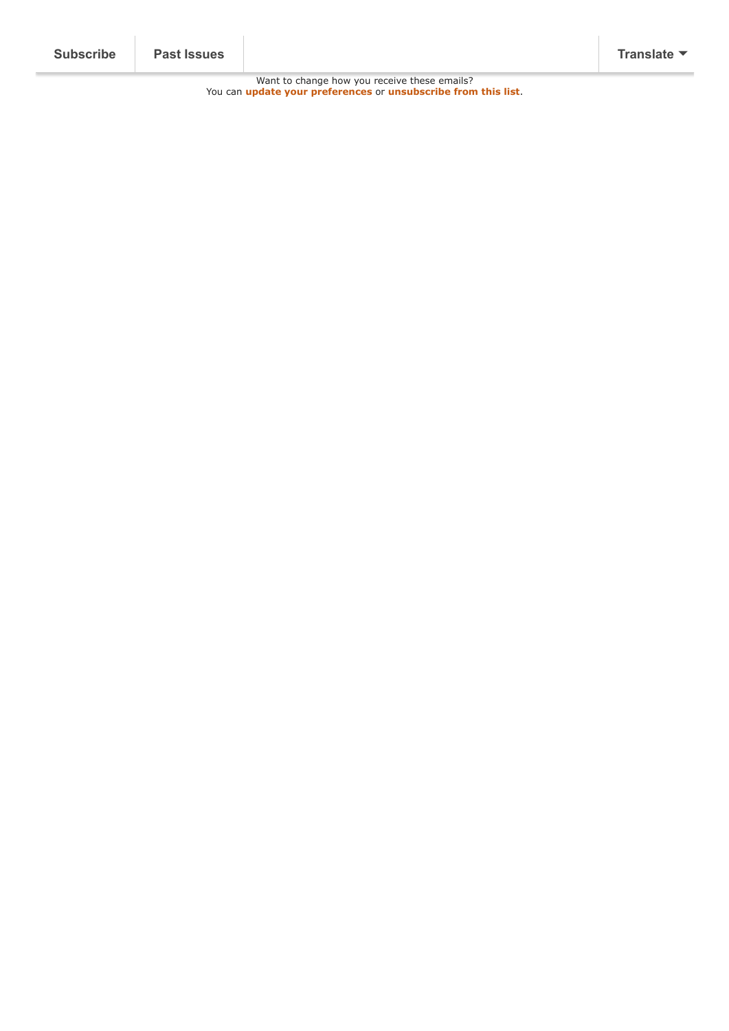Subscribe | Past Issues | Translate ▼

Want to change how you receive these emails?
You can **update your preferences** or **unsubscribe from this list**.